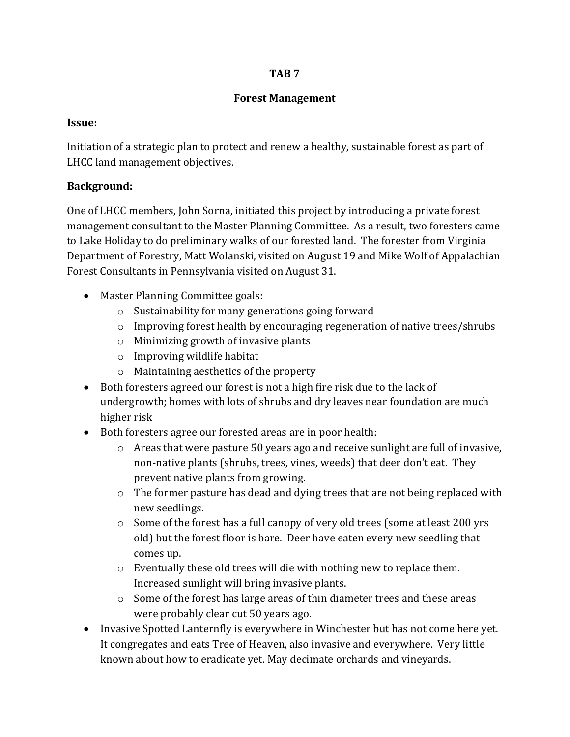# TAB 7

## Forest Management

**Issue:**

Initiation of a strategic plan to protect and renew a healthy, sustainable forest as part of LHCC land management objectives.

**Background:**

One of LHCC members, John Sorna, initiated this project by introducing a private forest management consultant to the Master Planning Committee. As a result, two foresters came to Lake Holiday to do preliminary walks of our forested land. The forester from Virginia Department of Forestry, Matt Wolanski, visited on August 19 and Mike Wolf of Appalachian Forest Consultants in Pennsylvania visited on August 31.

- Master Planning Committee goals:
  - Sustainability for many generations going forward
  - Improving forest health by encouraging regeneration of native trees/shrubs
  - Minimizing growth of invasive plants
  - Improving wildlife habitat
  - Maintaining aesthetics of the property
- Both foresters agreed our forest is not a high fire risk due to the lack of undergrowth; homes with lots of shrubs and dry leaves near foundation are much higher risk
- Both foresters agree our forested areas are in poor health:
  - Areas that were pasture 50 years ago and receive sunlight are full of invasive, non-native plants (shrubs, trees, vines, weeds) that deer don't eat. They prevent native plants from growing.
  - The former pasture has dead and dying trees that are not being replaced with new seedlings.
  - Some of the forest has a full canopy of very old trees (some at least 200 yrs old) but the forest floor is bare. Deer have eaten every new seedling that comes up.
  - Eventually these old trees will die with nothing new to replace them. Increased sunlight will bring invasive plants.
  - Some of the forest has large areas of thin diameter trees and these areas were probably clear cut 50 years ago.
- Invasive Spotted Lanternfly is everywhere in Winchester but has not come here yet. It congregates and eats Tree of Heaven, also invasive and everywhere. Very little known about how to eradicate yet. May decimate orchards and vineyards.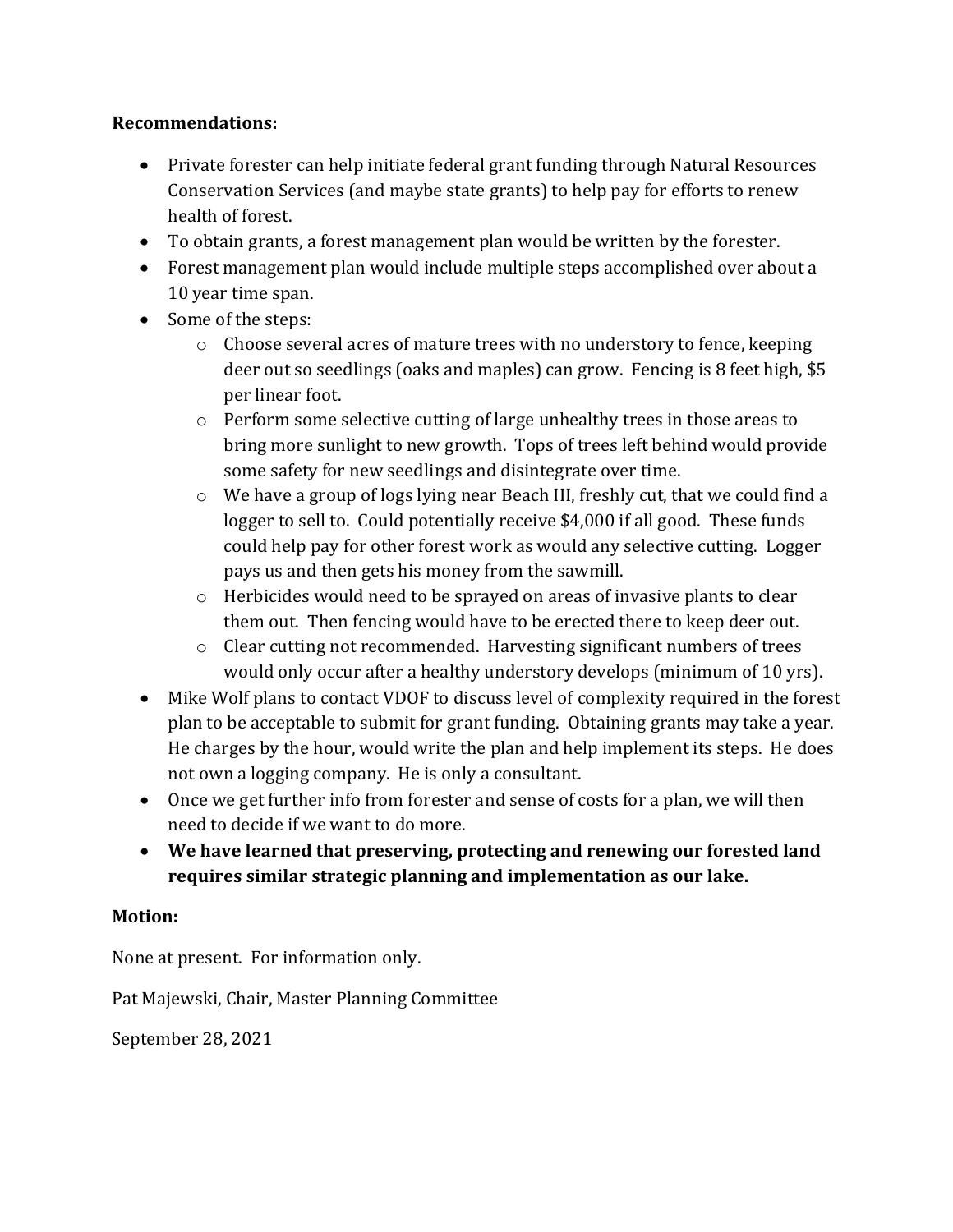**Recommendations:**

- Private forester can help initiate federal grant funding through Natural Resources Conservation Services (and maybe state grants) to help pay for efforts to renew health of forest.
- To obtain grants, a forest management plan would be written by the forester.
- Forest management plan would include multiple steps accomplished over about a 10 year time span.
- Some of the steps:
  - Choose several acres of mature trees with no understory to fence, keeping deer out so seedlings (oaks and maples) can grow. Fencing is 8 feet high, $5 per linear foot.
  - Perform some selective cutting of large unhealthy trees in those areas to bring more sunlight to new growth. Tops of trees left behind would provide some safety for new seedlings and disintegrate over time.
  - We have a group of logs lying near Beach III, freshly cut, that we could find a logger to sell to. Could potentially receive $4,000 if all good. These funds could help pay for other forest work as would any selective cutting. Logger pays us and then gets his money from the sawmill.
  - Herbicides would need to be sprayed on areas of invasive plants to clear them out. Then fencing would have to be erected there to keep deer out.
  - Clear cutting not recommended. Harvesting significant numbers of trees would only occur after a healthy understory develops (minimum of 10 yrs).
- Mike Wolf plans to contact VDOF to discuss level of complexity required in the forest plan to be acceptable to submit for grant funding. Obtaining grants may take a year. He charges by the hour, would write the plan and help implement its steps. He does not own a logging company. He is only a consultant.
- Once we get further info from forester and sense of costs for a plan, we will then need to decide if we want to do more.
- **We have learned that preserving, protecting and renewing our forested land requires similar strategic planning and implementation as our lake.**

**Motion:**

None at present. For information only.

Pat Majewski, Chair, Master Planning Committee

September 28, 2021